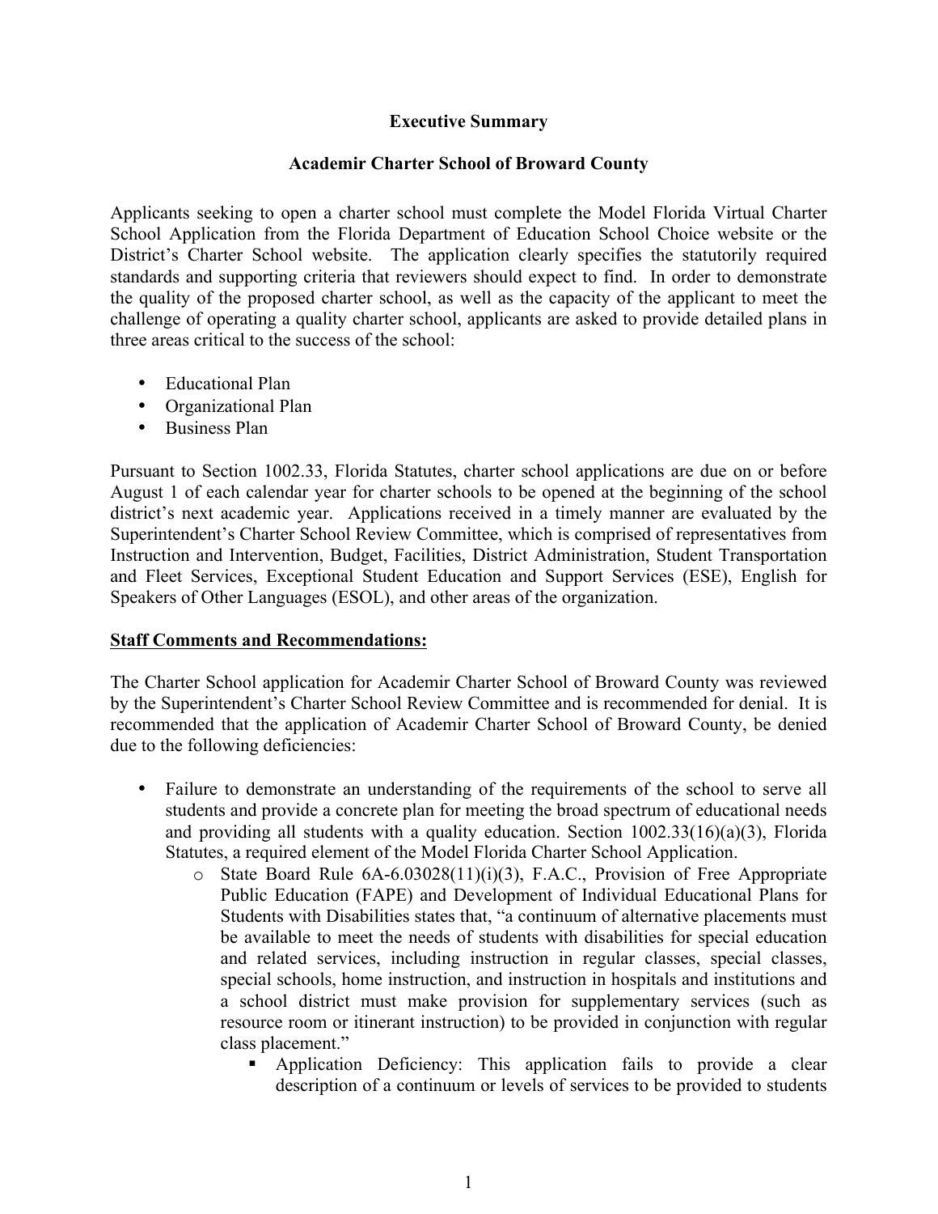**Executive Summary**

**Academir Charter School of Broward County**

Applicants seeking to open a charter school must complete the Model Florida Virtual Charter School Application from the Florida Department of Education School Choice website or the District's Charter School website. The application clearly specifies the statutorily required standards and supporting criteria that reviewers should expect to find. In order to demonstrate the quality of the proposed charter school, as well as the capacity of the applicant to meet the challenge of operating a quality charter school, applicants are asked to provide detailed plans in three areas critical to the success of the school:

- Educational Plan
- Organizational Plan
- Business Plan

Pursuant to Section 1002.33, Florida Statutes, charter school applications are due on or before August 1 of each calendar year for charter schools to be opened at the beginning of the school district's next academic year. Applications received in a timely manner are evaluated by the Superintendent's Charter School Review Committee, which is comprised of representatives from Instruction and Intervention, Budget, Facilities, District Administration, Student Transportation and Fleet Services, Exceptional Student Education and Support Services (ESE), English for Speakers of Other Languages (ESOL), and other areas of the organization.

**Staff Comments and Recommendations:**

The Charter School application for Academir Charter School of Broward County was reviewed by the Superintendent's Charter School Review Committee and is recommended for denial. It is recommended that the application of Academir Charter School of Broward County, be denied due to the following deficiencies:

- Failure to demonstrate an understanding of the requirements of the school to serve all students and provide a concrete plan for meeting the broad spectrum of educational needs and providing all students with a quality education. Section 1002.33(16)(a)(3), Florida Statutes, a required element of the Model Florida Charter School Application.
  - State Board Rule 6A-6.03028(11)(i)(3), F.A.C., Provision of Free Appropriate Public Education (FAPE) and Development of Individual Educational Plans for Students with Disabilities states that, "a continuum of alternative placements must be available to meet the needs of students with disabilities for special education and related services, including instruction in regular classes, special classes, special schools, home instruction, and instruction in hospitals and institutions and a school district must make provision for supplementary services (such as resource room or itinerant instruction) to be provided in conjunction with regular class placement."
    - Application Deficiency: This application fails to provide a clear description of a continuum or levels of services to be provided to students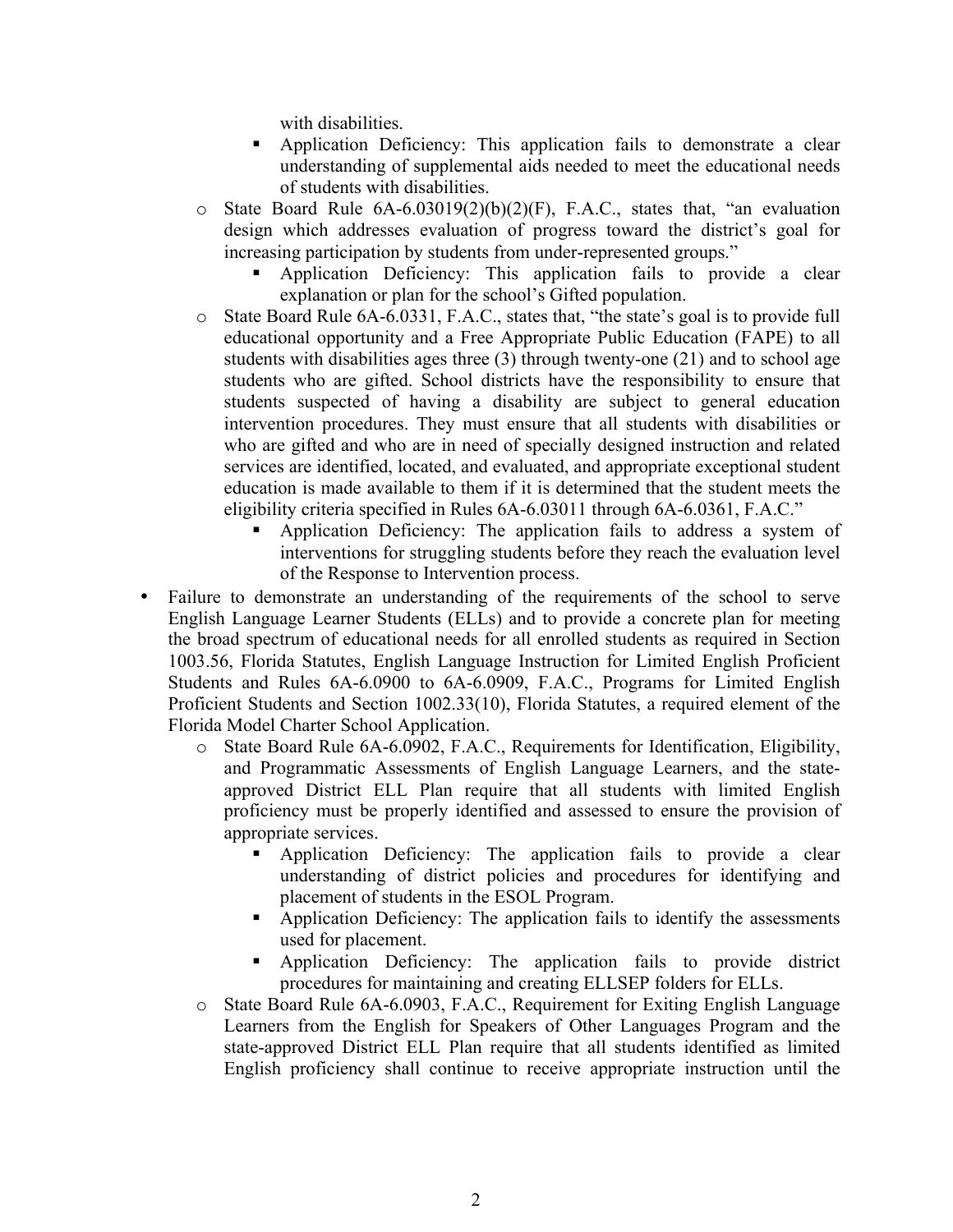with disabilities.

        - Application Deficiency: This application fails to demonstrate a clear understanding of supplemental aids needed to meet the educational needs of students with disabilities.

    - State Board Rule 6A-6.03019(2)(b)(2)(F), F.A.C., states that, "an evaluation design which addresses evaluation of progress toward the district's goal for increasing participation by students from under-represented groups."
        - Application Deficiency: This application fails to provide a clear explanation or plan for the school's Gifted population.
    - State Board Rule 6A-6.0331, F.A.C., states that, "the state's goal is to provide full educational opportunity and a Free Appropriate Public Education (FAPE) to all students with disabilities ages three (3) through twenty-one (21) and to school age students who are gifted. School districts have the responsibility to ensure that students suspected of having a disability are subject to general education intervention procedures. They must ensure that all students with disabilities or who are gifted and who are in need of specially designed instruction and related services are identified, located, and evaluated, and appropriate exceptional student education is made available to them if it is determined that the student meets the eligibility criteria specified in Rules 6A-6.03011 through 6A-6.0361, F.A.C."
        - Application Deficiency: The application fails to address a system of interventions for struggling students before they reach the evaluation level of the Response to Intervention process.

- Failure to demonstrate an understanding of the requirements of the school to serve English Language Learner Students (ELLs) and to provide a concrete plan for meeting the broad spectrum of educational needs for all enrolled students as required in Section 1003.56, Florida Statutes, English Language Instruction for Limited English Proficient Students and Rules 6A-6.0900 to 6A-6.0909, F.A.C., Programs for Limited English Proficient Students and Section 1002.33(10), Florida Statutes, a required element of the Florida Model Charter School Application.
    - State Board Rule 6A-6.0902, F.A.C., Requirements for Identification, Eligibility, and Programmatic Assessments of English Language Learners, and the state-approved District ELL Plan require that all students with limited English proficiency must be properly identified and assessed to ensure the provision of appropriate services.
        - Application Deficiency: The application fails to provide a clear understanding of district policies and procedures for identifying and placement of students in the ESOL Program.
        - Application Deficiency: The application fails to identify the assessments used for placement.
        - Application Deficiency: The application fails to provide district procedures for maintaining and creating ELLSEP folders for ELLs.
    - State Board Rule 6A-6.0903, F.A.C., Requirement for Exiting English Language Learners from the English for Speakers of Other Languages Program and the state-approved District ELL Plan require that all students identified as limited English proficiency shall continue to receive appropriate instruction until the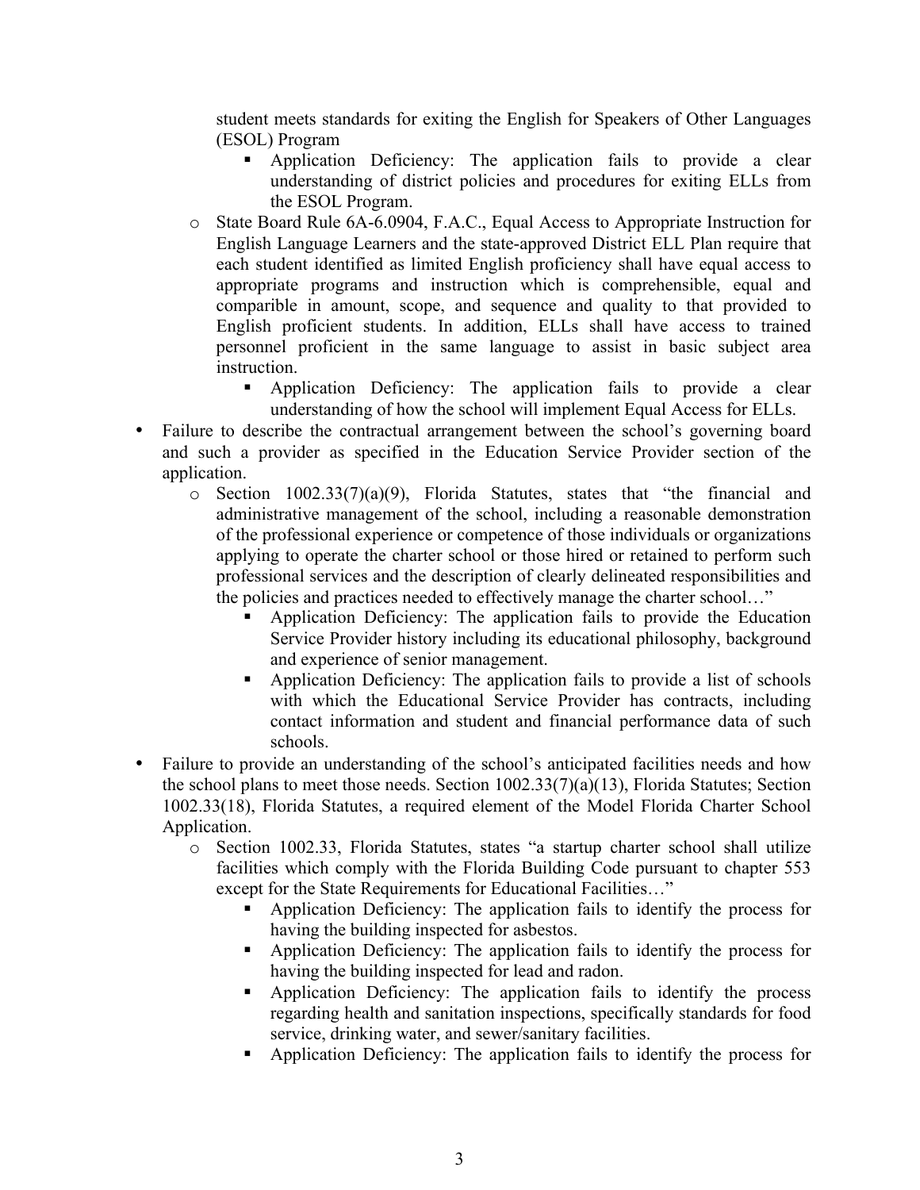student meets standards for exiting the English for Speakers of Other Languages (ESOL) Program

    - Application Deficiency: The application fails to provide a clear understanding of district policies and procedures for exiting ELLs from the ESOL Program.

  - State Board Rule 6A-6.0904, F.A.C., Equal Access to Appropriate Instruction for English Language Learners and the state-approved District ELL Plan require that each student identified as limited English proficiency shall have equal access to appropriate programs and instruction which is comprehensible, equal and comparible in amount, scope, and sequence and quality to that provided to English proficient students. In addition, ELLs shall have access to trained personnel proficient in the same language to assist in basic subject area instruction.
    - Application Deficiency: The application fails to provide a clear understanding of how the school will implement Equal Access for ELLs.

- Failure to describe the contractual arrangement between the school's governing board and such a provider as specified in the Education Service Provider section of the application.
  - Section 1002.33(7)(a)(9), Florida Statutes, states that "the financial and administrative management of the school, including a reasonable demonstration of the professional experience or competence of those individuals or organizations applying to operate the charter school or those hired or retained to perform such professional services and the description of clearly delineated responsibilities and the policies and practices needed to effectively manage the charter school…"
    - Application Deficiency: The application fails to provide the Education Service Provider history including its educational philosophy, background and experience of senior management.
    - Application Deficiency: The application fails to provide a list of schools with which the Educational Service Provider has contracts, including contact information and student and financial performance data of such schools.

- Failure to provide an understanding of the school's anticipated facilities needs and how the school plans to meet those needs. Section 1002.33(7)(a)(13), Florida Statutes; Section 1002.33(18), Florida Statutes, a required element of the Model Florida Charter School Application.
  - Section 1002.33, Florida Statutes, states "a startup charter school shall utilize facilities which comply with the Florida Building Code pursuant to chapter 553 except for the State Requirements for Educational Facilities…"
    - Application Deficiency: The application fails to identify the process for having the building inspected for asbestos.
    - Application Deficiency: The application fails to identify the process for having the building inspected for lead and radon.
    - Application Deficiency: The application fails to identify the process regarding health and sanitation inspections, specifically standards for food service, drinking water, and sewer/sanitary facilities.
    - Application Deficiency: The application fails to identify the process for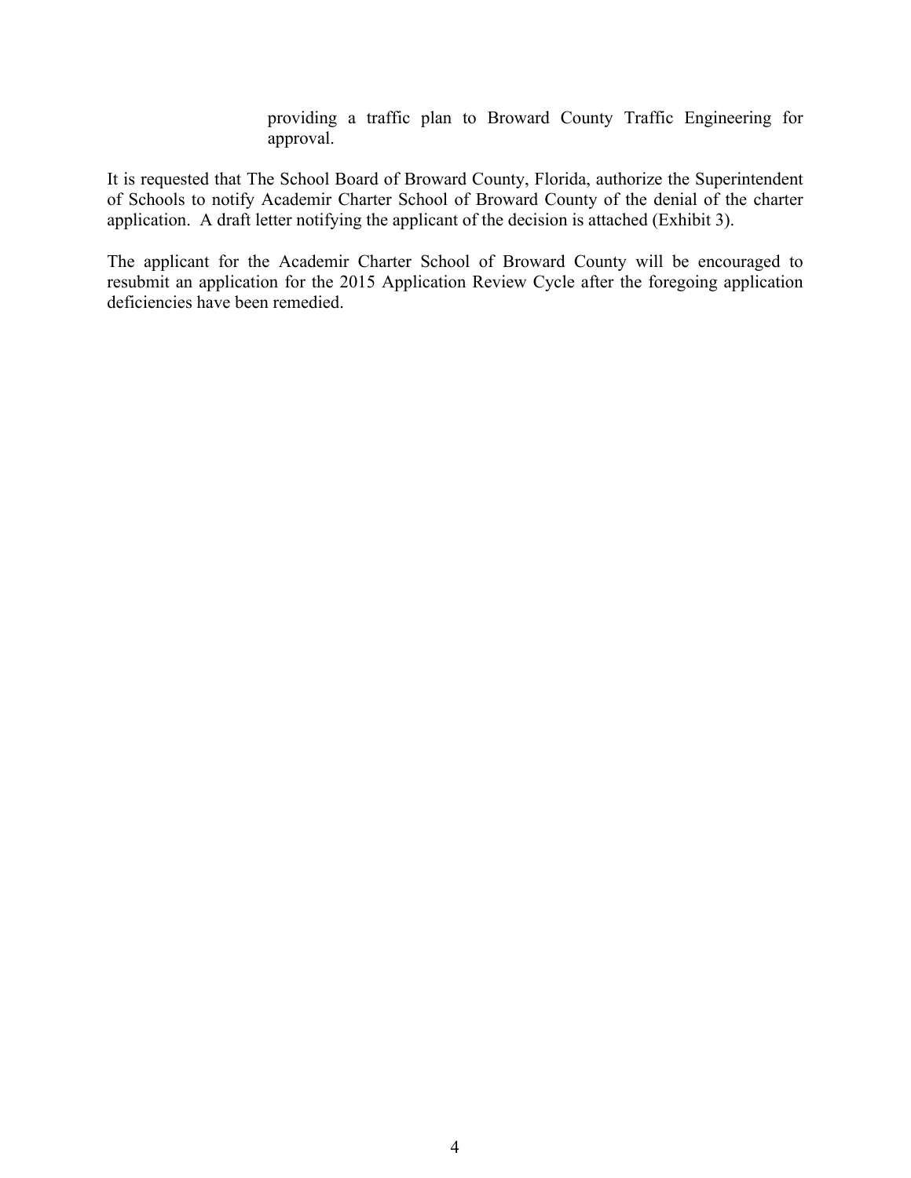providing a traffic plan to Broward County Traffic Engineering for approval.

It is requested that The School Board of Broward County, Florida, authorize the Superintendent of Schools to notify Academir Charter School of Broward County of the denial of the charter application. A draft letter notifying the applicant of the decision is attached (Exhibit 3).

The applicant for the Academir Charter School of Broward County will be encouraged to resubmit an application for the 2015 Application Review Cycle after the foregoing application deficiencies have been remedied.